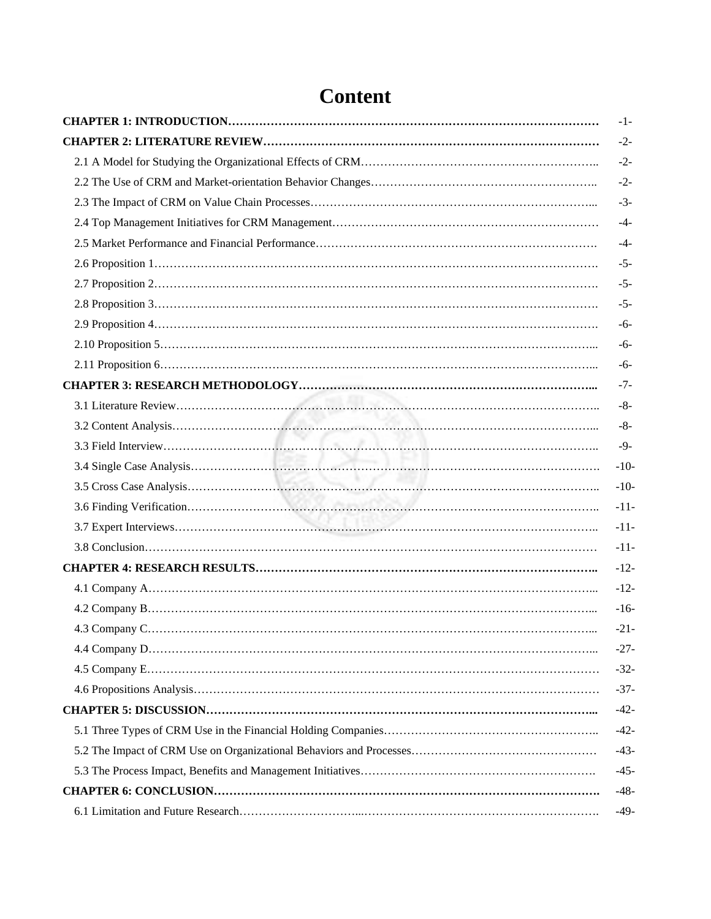# Content

| | |
|---|---|
| **CHAPTER 1: INTRODUCTION** | -1- |
| **CHAPTER 2: LITERATURE REVIEW** | -2- |
| 2.1 A Model for Studying the Organizational Effects of CRM | -2- |
| 2.2 The Use of CRM and Market-orientation Behavior Changes | -2- |
| 2.3 The Impact of CRM on Value Chain Processes | -3- |
| 2.4 Top Management Initiatives for CRM Management | -4- |
| 2.5 Market Performance and Financial Performance | -4- |
| 2.6 Proposition 1 | -5- |
| 2.7 Proposition 2 | -5- |
| 2.8 Proposition 3 | -5- |
| 2.9 Proposition 4 | -6- |
| 2.10 Proposition 5 | -6- |
| 2.11 Proposition 6 | -6- |
| **CHAPTER 3: RESEARCH METHODOLOGY** | -7- |
| 3.1 Literature Review | -8- |
| 3.2 Content Analysis | -8- |
| 3.3 Field Interview | -9- |
| 3.4 Single Case Analysis | -10- |
| 3.5 Cross Case Analysis | -10- |
| 3.6 Finding Verification | -11- |
| 3.7 Expert Interviews | -11- |
| 3.8 Conclusion | -11- |
| **CHAPTER 4: RESEARCH RESULTS** | -12- |
| 4.1 Company A | -12- |
| 4.2 Company B | -16- |
| 4.3 Company C | -21- |
| 4.4 Company D | -27- |
| 4.5 Company E | -32- |
| 4.6 Propositions Analysis | -37- |
| **CHAPTER 5: DISCUSSION** | -42- |
| 5.1 Three Types of CRM Use in the Financial Holding Companies | -42- |
| 5.2 The Impact of CRM Use on Organizational Behaviors and Processes | -43- |
| 5.3 The Process Impact, Benefits and Management Initiatives | -45- |
| **CHAPTER 6: CONCLUSION** | -48- |
| 6.1 Limitation and Future Research | -49- |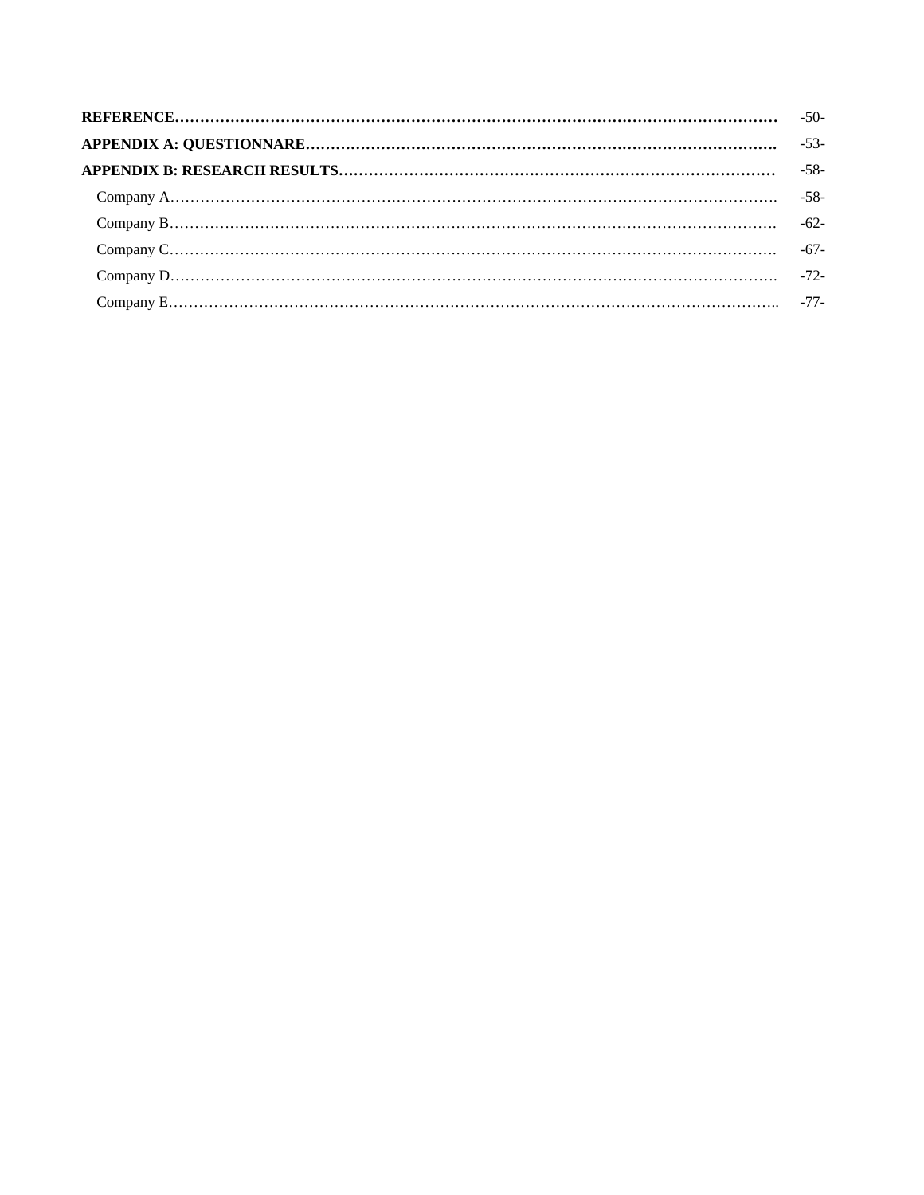**REFERENCE**…………………………………………………………………………………………………… -50-

**APPENDIX A: QUESTIONNARE**………………………………………………………………………………. -53-

**APPENDIX B: RESEARCH RESULTS**………………………………………………………………………… -58-

Company A………………………………………………………………………………………………………. -58-

Company B………………………………………………………………………………………………………. -62-

Company C………………………………………………………………………………………………………. -67-

Company D………………………………………………………………………………………………………. -72-

Company E……………………………………………………………………………………………………….. -77-